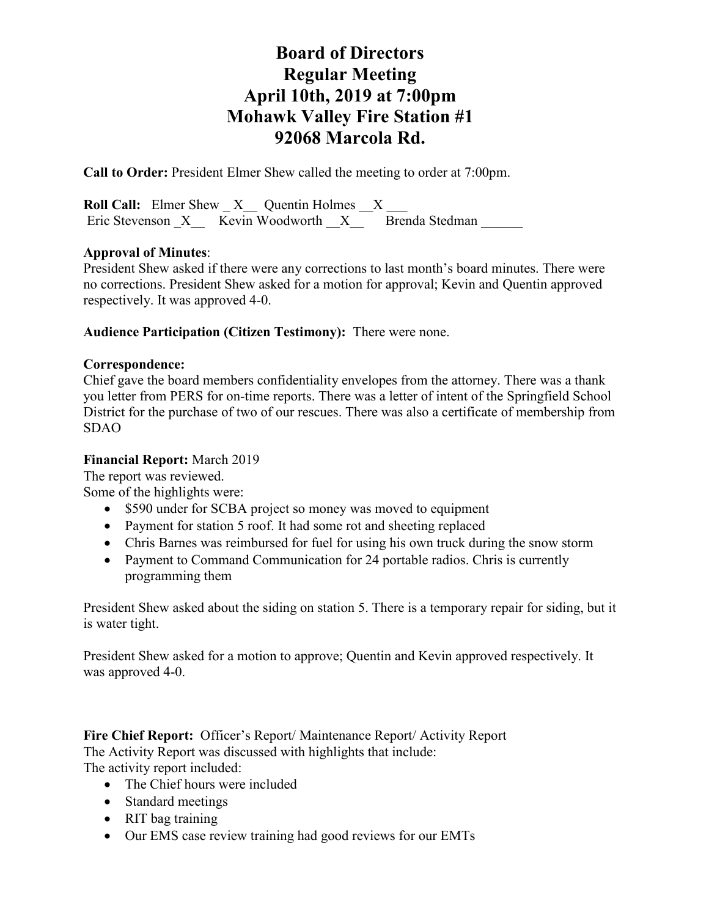# Board of Directors
# Regular Meeting
# April 10th, 2019 at 7:00pm
# Mohawk Valley Fire Station #1
# 92068 Marcola Rd.

**Call to Order:** President Elmer Shew called the meeting to order at 7:00pm.

**Roll Call:** Elmer Shew _ X__ Quentin Holmes __X ___
Eric Stevenson _X__ Kevin Woodworth __X__ Brenda Stedman ______

**Approval of Minutes**:
President Shew asked if there were any corrections to last month's board minutes. There were no corrections. President Shew asked for a motion for approval; Kevin and Quentin approved respectively. It was approved 4-0.

**Audience Participation (Citizen Testimony):** There were none.

**Correspondence:**
Chief gave the board members confidentiality envelopes from the attorney. There was a thank you letter from PERS for on-time reports. There was a letter of intent of the Springfield School District for the purchase of two of our rescues. There was also a certificate of membership from SDAO

**Financial Report:** March 2019
The report was reviewed.
Some of the highlights were:

- $590 under for SCBA project so money was moved to equipment
- Payment for station 5 roof. It had some rot and sheeting replaced
- Chris Barnes was reimbursed for fuel for using his own truck during the snow storm
- Payment to Command Communication for 24 portable radios. Chris is currently programming them

President Shew asked about the siding on station 5. There is a temporary repair for siding, but it is water tight.

President Shew asked for a motion to approve; Quentin and Kevin approved respectively. It was approved 4-0.

**Fire Chief Report:** Officer's Report/ Maintenance Report/ Activity Report
The Activity Report was discussed with highlights that include:
The activity report included:

- The Chief hours were included
- Standard meetings
- RIT bag training
- Our EMS case review training had good reviews for our EMTs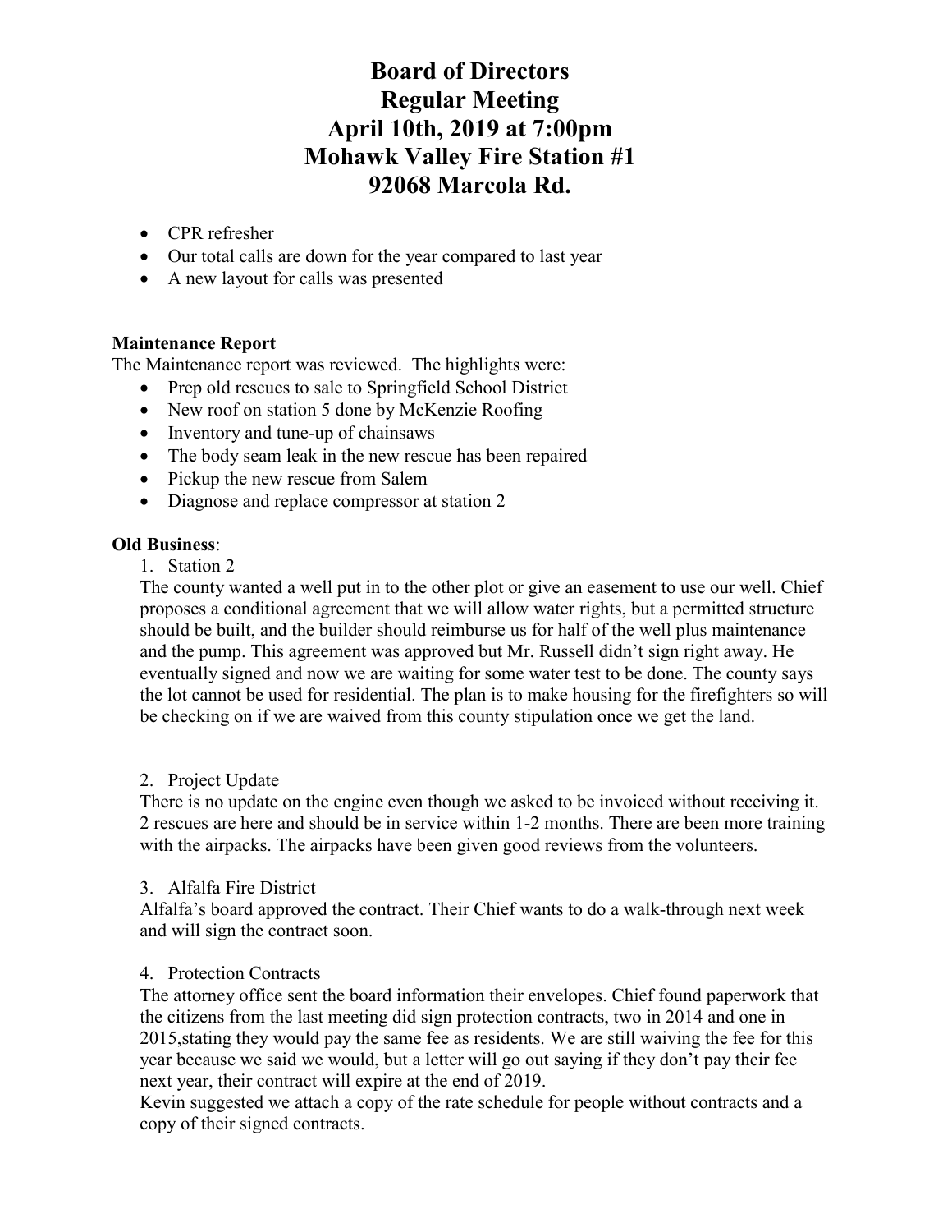# Board of Directors
# Regular Meeting
# April 10th, 2019 at 7:00pm
# Mohawk Valley Fire Station #1
# 92068 Marcola Rd.

- CPR refresher
- Our total calls are down for the year compared to last year
- A new layout for calls was presented

**Maintenance Report**

The Maintenance report was reviewed. The highlights were:

- Prep old rescues to sale to Springfield School District
- New roof on station 5 done by McKenzie Roofing
- Inventory and tune-up of chainsaws
- The body seam leak in the new rescue has been repaired
- Pickup the new rescue from Salem
- Diagnose and replace compressor at station 2

**Old Business**:

1. Station 2

   The county wanted a well put in to the other plot or give an easement to use our well. Chief proposes a conditional agreement that we will allow water rights, but a permitted structure should be built, and the builder should reimburse us for half of the well plus maintenance and the pump. This agreement was approved but Mr. Russell didn't sign right away. He eventually signed and now we are waiting for some water test to be done. The county says the lot cannot be used for residential. The plan is to make housing for the firefighters so will be checking on if we are waived from this county stipulation once we get the land.

2. Project Update

   There is no update on the engine even though we asked to be invoiced without receiving it. 2 rescues are here and should be in service within 1-2 months. There are been more training with the airpacks. The airpacks have been given good reviews from the volunteers.

3. Alfalfa Fire District

   Alfalfa's board approved the contract. Their Chief wants to do a walk-through next week and will sign the contract soon.

4. Protection Contracts

   The attorney office sent the board information their envelopes. Chief found paperwork that the citizens from the last meeting did sign protection contracts, two in 2014 and one in 2015,stating they would pay the same fee as residents. We are still waiving the fee for this year because we said we would, but a letter will go out saying if they don't pay their fee next year, their contract will expire at the end of 2019.

   Kevin suggested we attach a copy of the rate schedule for people without contracts and a copy of their signed contracts.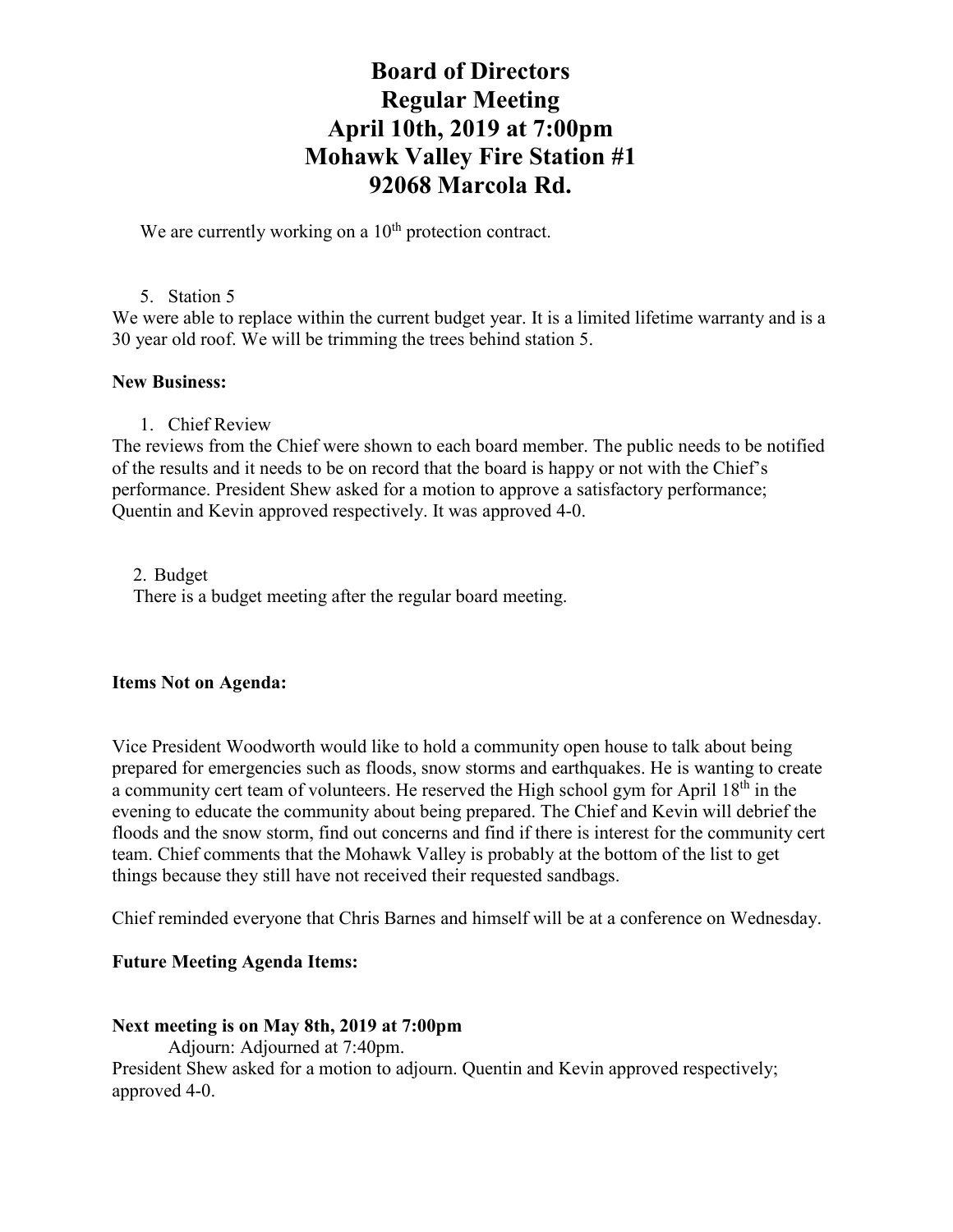# Board of Directors
# Regular Meeting
# April 10th, 2019 at 7:00pm
# Mohawk Valley Fire Station #1
# 92068 Marcola Rd.

We are currently working on a 10th protection contract.

5. Station 5

We were able to replace within the current budget year. It is a limited lifetime warranty and is a 30 year old roof. We will be trimming the trees behind station 5.

**New Business:**

1. Chief Review

The reviews from the Chief were shown to each board member. The public needs to be notified of the results and it needs to be on record that the board is happy or not with the Chief's performance. President Shew asked for a motion to approve a satisfactory performance; Quentin and Kevin approved respectively. It was approved 4-0.

2. Budget

There is a budget meeting after the regular board meeting.

**Items Not on Agenda:**

Vice President Woodworth would like to hold a community open house to talk about being prepared for emergencies such as floods, snow storms and earthquakes. He is wanting to create a community cert team of volunteers. He reserved the High school gym for April 18th in the evening to educate the community about being prepared. The Chief and Kevin will debrief the floods and the snow storm, find out concerns and find if there is interest for the community cert team. Chief comments that the Mohawk Valley is probably at the bottom of the list to get things because they still have not received their requested sandbags.

Chief reminded everyone that Chris Barnes and himself will be at a conference on Wednesday.

**Future Meeting Agenda Items:**

**Next meeting is on May 8th, 2019 at 7:00pm**

Adjourn: Adjourned at 7:40pm.

President Shew asked for a motion to adjourn. Quentin and Kevin approved respectively; approved 4-0.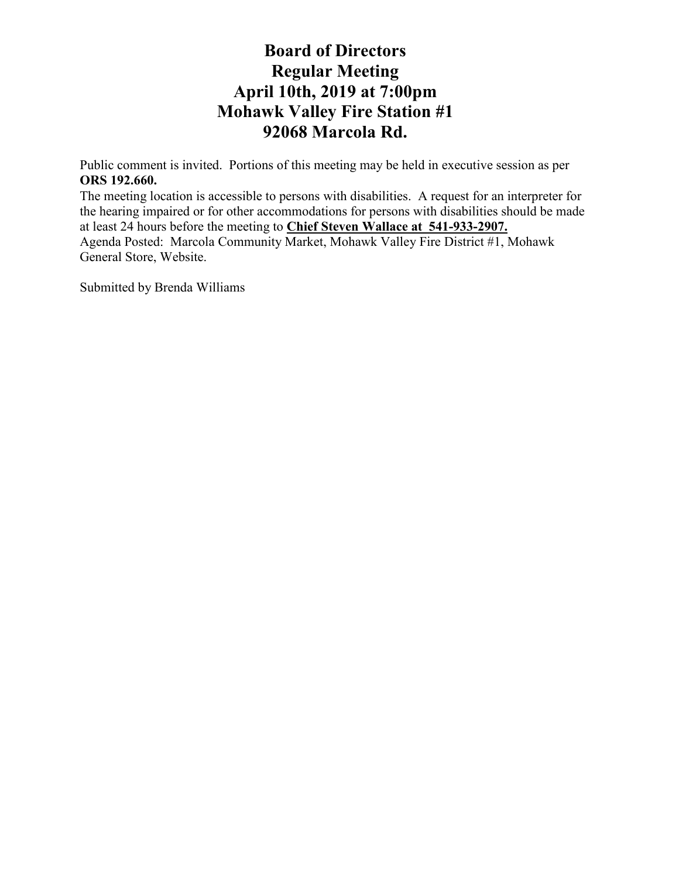# Board of Directors
# Regular Meeting
# April 10th, 2019 at 7:00pm
# Mohawk Valley Fire Station #1
# 92068 Marcola Rd.

Public comment is invited. Portions of this meeting may be held in executive session as per **ORS 192.660.**

The meeting location is accessible to persons with disabilities. A request for an interpreter for the hearing impaired or for other accommodations for persons with disabilities should be made at least 24 hours before the meeting to **Chief Steven Wallace at 541-933-2907.**

Agenda Posted: Marcola Community Market, Mohawk Valley Fire District #1, Mohawk General Store, Website.

Submitted by Brenda Williams